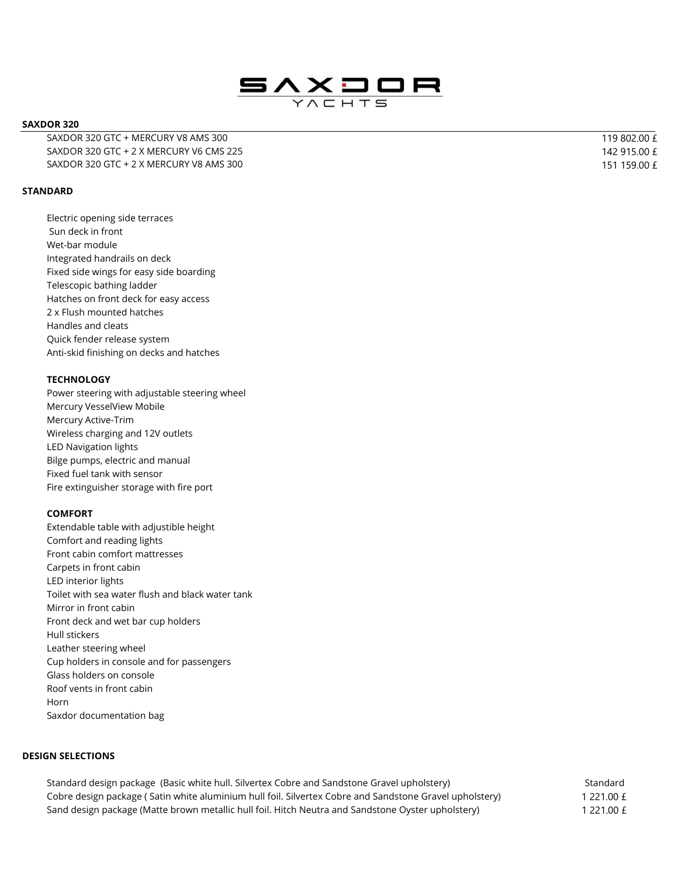# SAXDOR YACHTS

## SAXDOR 320

| | |
|---|---|
| SAXDOR 320 GTC + MERCURY V8 AMS 300 | 119 802.00 £ |
| SAXDOR 320 GTC + 2 X MERCURY V6 CMS 225 | 142 915.00 £ |
| SAXDOR 320 GTC + 2 X MERCURY V8 AMS 300 | 151 159.00 £ |

## STANDARD

Electric opening side terraces
Sun deck in front
Wet-bar module
Integrated handrails on deck
Fixed side wings for easy side boarding
Telescopic bathing ladder
Hatches on front deck for easy access
2 x Flush mounted hatches
Handles and cleats
Quick fender release system
Anti-skid finishing on decks and hatches

### TECHNOLOGY

Power steering with adjustable steering wheel
Mercury VesselView Mobile
Mercury Active-Trim
Wireless charging and 12V outlets
LED Navigation lights
Bilge pumps, electric and manual
Fixed fuel tank with sensor
Fire extinguisher storage with fire port

### COMFORT

Extendable table with adjustible height
Comfort and reading lights
Front cabin comfort mattresses
Carpets in front cabin
LED interior lights
Toilet with sea water flush and black water tank
Mirror in front cabin
Front deck and wet bar cup holders
Hull stickers
Leather steering wheel
Cup holders in console and for passengers
Glass holders on console
Roof vents in front cabin
Horn
Saxdor documentation bag

## DESIGN SELECTIONS

| | |
|---|---|
| Standard design package (Basic white hull. Silvertex Cobre and Sandstone Gravel upholstery) | Standard |
| Cobre design package ( Satin white aluminium hull foil. Silvertex Cobre and Sandstone Gravel upholstery) | 1 221.00 £ |
| Sand design package (Matte brown metallic hull foil. Hitch Neutra and Sandstone Oyster upholstery) | 1 221.00 £ |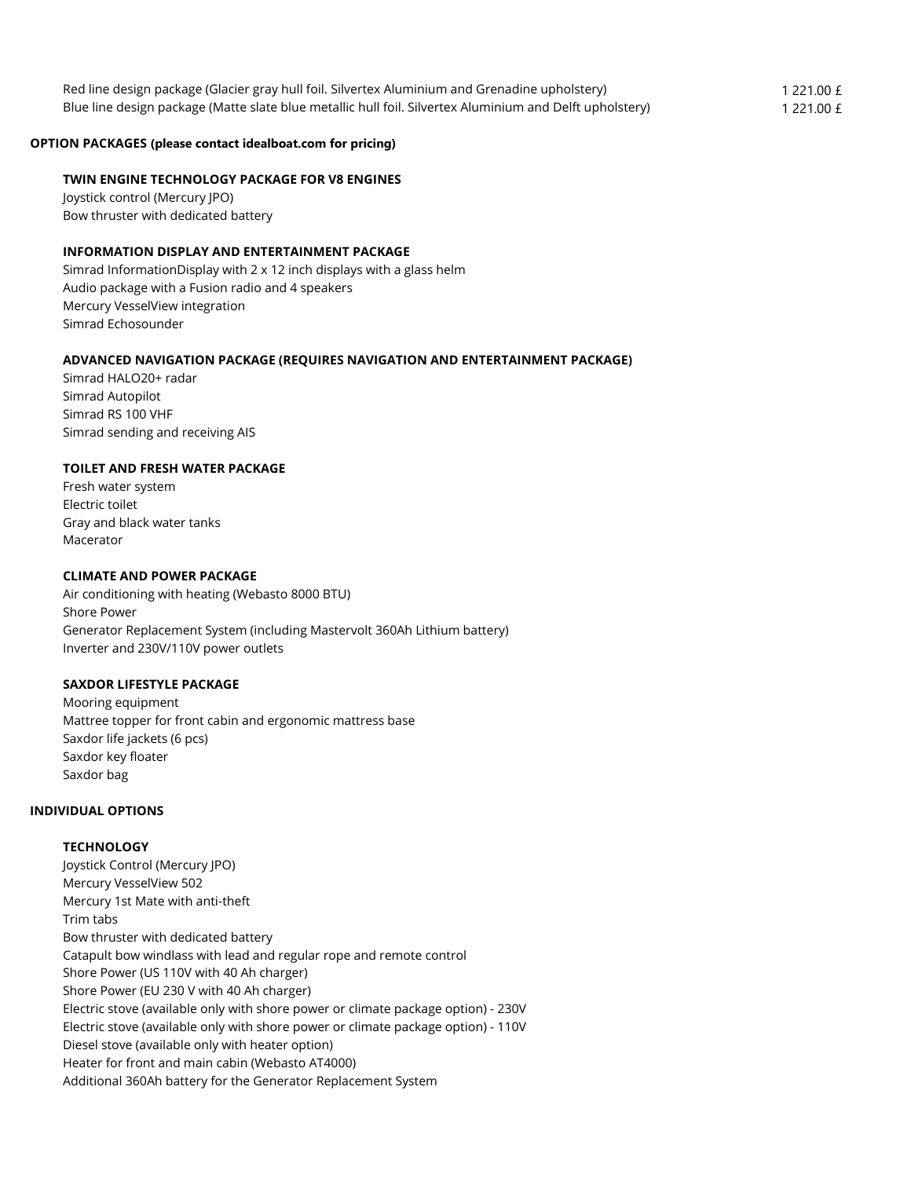| | |
|---|---|
| Red line design package (Glacier gray hull foil. Silvertex Aluminium and Grenadine upholstery) | 1 221.00 £ |
| Blue line design package (Matte slate blue metallic hull foil. Silvertex Aluminium and Delft upholstery) | 1 221.00 £ |

## OPTION PACKAGES (please contact idealboat.com for pricing)

### TWIN ENGINE TECHNOLOGY PACKAGE FOR V8 ENGINES

Joystick control (Mercury JPO)
Bow thruster with dedicated battery

### INFORMATION DISPLAY AND ENTERTAINMENT PACKAGE

Simrad InformationDisplay with 2 x 12 inch displays with a glass helm
Audio package with a Fusion radio and 4 speakers
Mercury VesselView integration
Simrad Echosounder

### ADVANCED NAVIGATION PACKAGE (REQUIRES NAVIGATION AND ENTERTAINMENT PACKAGE)

Simrad HALO20+ radar
Simrad Autopilot
Simrad RS 100 VHF
Simrad sending and receiving AIS

### TOILET AND FRESH WATER PACKAGE

Fresh water system
Electric toilet
Gray and black water tanks
Macerator

### CLIMATE AND POWER PACKAGE

Air conditioning with heating (Webasto 8000 BTU)
Shore Power
Generator Replacement System (including Mastervolt 360Ah Lithium battery)
Inverter and 230V/110V power outlets

### SAXDOR LIFESTYLE PACKAGE

Mooring equipment
Mattree topper for front cabin and ergonomic mattress base
Saxdor life jackets (6 pcs)
Saxdor key floater
Saxdor bag

## INDIVIDUAL OPTIONS

### TECHNOLOGY

Joystick Control (Mercury JPO)
Mercury VesselView 502
Mercury 1st Mate with anti-theft
Trim tabs
Bow thruster with dedicated battery
Catapult bow windlass with lead and regular rope and remote control
Shore Power (US 110V with 40 Ah charger)
Shore Power (EU 230 V with 40 Ah charger)
Electric stove (available only with shore power or climate package option) - 230V
Electric stove (available only with shore power or climate package option) - 110V
Diesel stove (available only with heater option)
Heater for front and main cabin (Webasto AT4000)
Additional 360Ah battery for the Generator Replacement System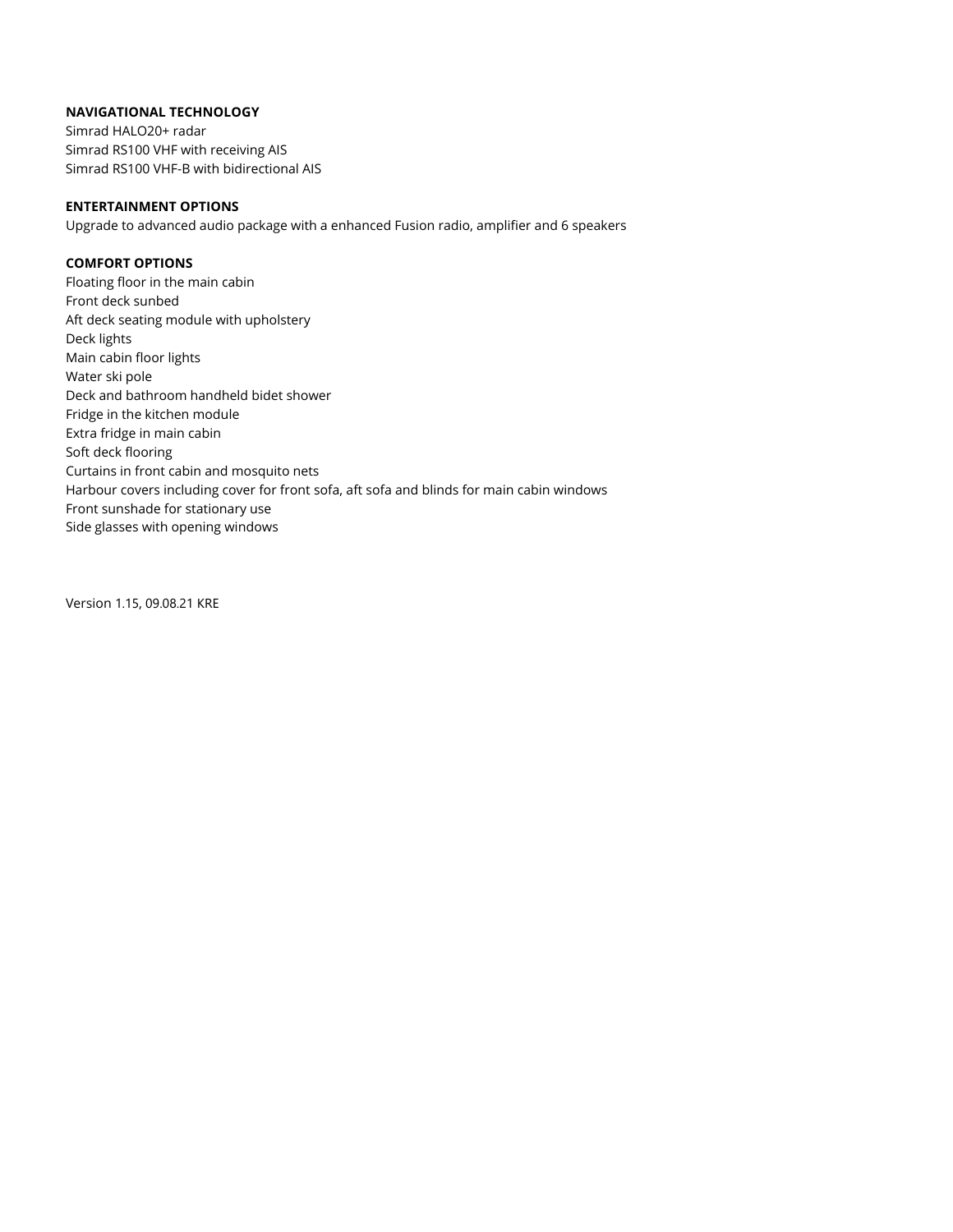**NAVIGATIONAL TECHNOLOGY**
Simrad HALO20+ radar
Simrad RS100 VHF with receiving AIS
Simrad RS100 VHF-B with bidirectional AIS

**ENTERTAINMENT OPTIONS**
Upgrade to advanced audio package with a enhanced Fusion radio, amplifier and 6 speakers

**COMFORT OPTIONS**
Floating floor in the main cabin
Front deck sunbed
Aft deck seating module with upholstery
Deck lights
Main cabin floor lights
Water ski pole
Deck and bathroom handheld bidet shower
Fridge in the kitchen module
Extra fridge in main cabin
Soft deck flooring
Curtains in front cabin and mosquito nets
Harbour covers including cover for front sofa, aft sofa and blinds for main cabin windows
Front sunshade for stationary use
Side glasses with opening windows

Version 1.15, 09.08.21 KRE